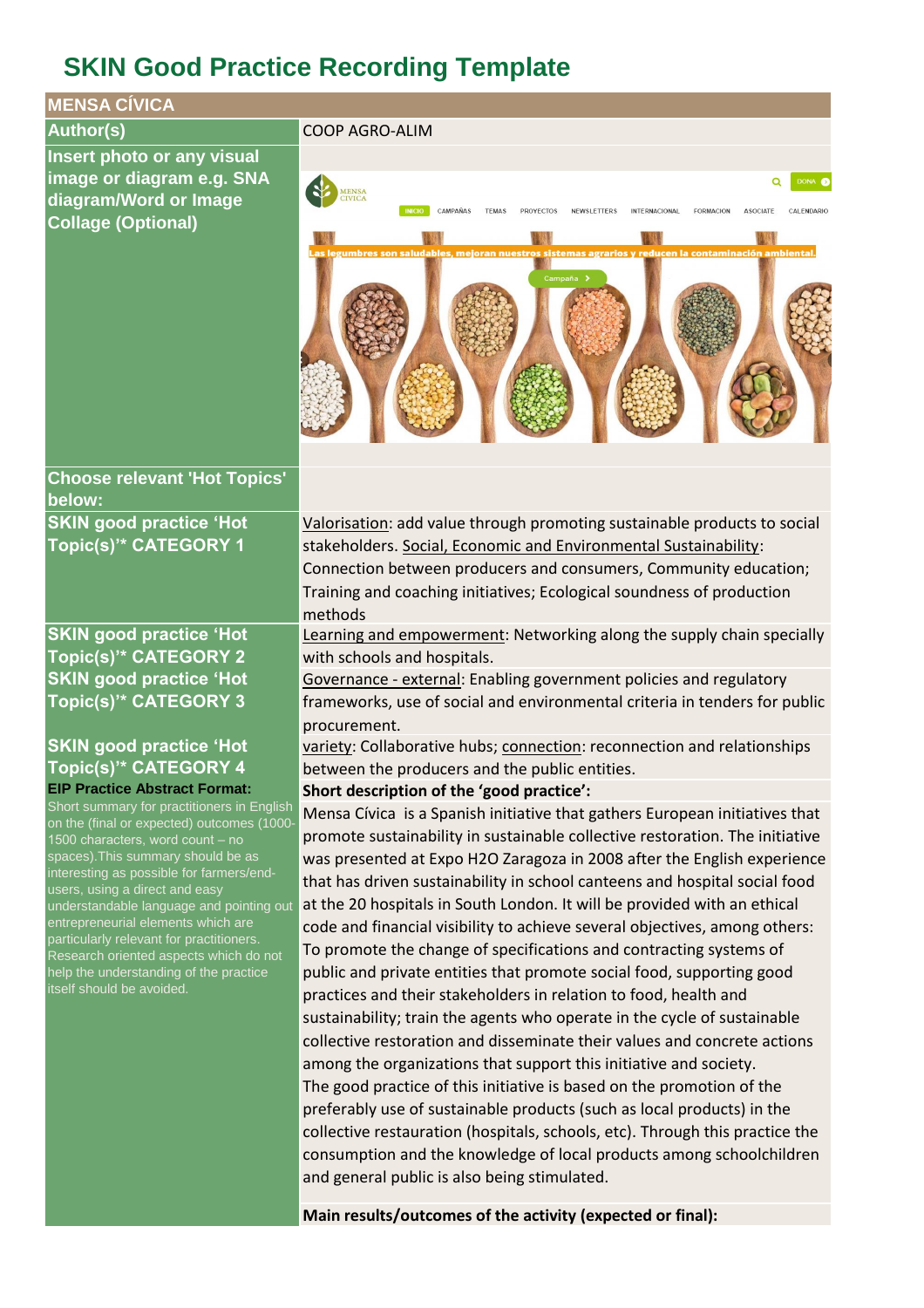# SKIN Good Practice Recording Template

| MENSA CÍVICA | |
|---|---|
| **Author(s)** | COOP AGRO-ALIM |
| **Insert photo or any visual image or diagram e.g. SNA diagram/Word or Image Collage (Optional)** | |
| **Choose relevant 'Hot Topics' below:** | |
| **SKIN good practice 'Hot Topic(s)'\* CATEGORY 1** | Valorisation: add value through promoting sustainable products to social stakeholders. Social, Economic and Environmental Sustainability: Connection between producers and consumers, Community education; Training and coaching initiatives; Ecological soundness of production methods |
| **SKIN good practice 'Hot Topic(s)'\* CATEGORY 2** | Learning and empowerment: Networking along the supply chain specially with schools and hospitals. |
| **SKIN good practice 'Hot Topic(s)'\* CATEGORY 3** | Governance - external: Enabling government policies and regulatory frameworks, use of social and environmental criteria in tenders for public procurement. |
| **SKIN good practice 'Hot Topic(s)'\* CATEGORY 4** | variety: Collaborative hubs; connection: reconnection and relationships between the producers and the public entities. |
| **EIP Practice Abstract Format:** Short summary for practitioners in English on the (final or expected) outcomes (1000-1500 characters, word count – no spaces).This summary should be as interesting as possible for farmers/end-users, using a direct and easy understandable language and pointing out entrepreneurial elements which are particularly relevant for practitioners. Research oriented aspects which do not help the understanding of the practice itself should be avoided. | **Short description of the 'good practice':**<br>Mensa Cívica is a Spanish initiative that gathers European initiatives that promote sustainability in sustainable collective restoration. The initiative was presented at Expo H2O Zaragoza in 2008 after the English experience that has driven sustainability in school canteens and hospital social food at the 20 hospitals in South London. It will be provided with an ethical code and financial visibility to achieve several objectives, among others: To promote the change of specifications and contracting systems of public and private entities that promote social food, supporting good practices and their stakeholders in relation to food, health and sustainability; train the agents who operate in the cycle of sustainable collective restoration and disseminate their values and concrete actions among the organizations that support this initiative and society.<br>The good practice of this initiative is based on the promotion of the preferably use of sustainable products (such as local products) in the collective restauration (hospitals, schools, etc). Through this practice the consumption and the knowledge of local products among schoolchildren and general public is also being stimulated.<br><br>**Main results/outcomes of the activity (expected or final):** |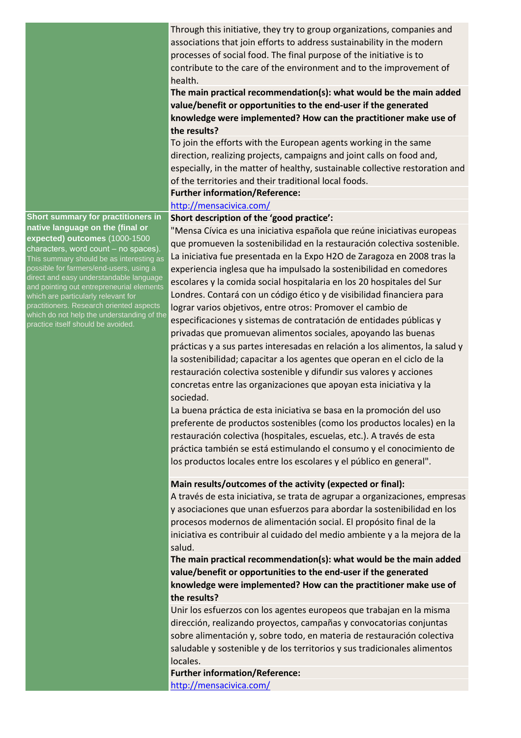Through this initiative, they try to group organizations, companies and associations that join efforts to address sustainability in the modern processes of social food. The final purpose of the initiative is to contribute to the care of the environment and to the improvement of health.

**The main practical recommendation(s): what would be the main added value/benefit or opportunities to the end-user if the generated knowledge were implemented? How can the practitioner make use of the results?**

To join the efforts with the European agents working in the same direction, realizing projects, campaigns and joint calls on food and, especially, in the matter of healthy, sustainable collective restoration and of the territories and their traditional local foods.

**Further information/Reference:**

http://mensacivica.com/

**Short summary for practitioners in native language on the (final or expected) outcomes** (1000-1500 characters, word count – no spaces). This summary should be as interesting as possible for farmers/end-users, using a direct and easy understandable language and pointing out entrepreneurial elements which are particularly relevant for practitioners. Research oriented aspects which do not help the understanding of the practice itself should be avoided.

**Short description of the 'good practice':**

"Mensa Cívica es una iniciativa española que reúne iniciativas europeas que promueven la sostenibilidad en la restauración colectiva sostenible. La iniciativa fue presentada en la Expo H2O de Zaragoza en 2008 tras la experiencia inglesa que ha impulsado la sostenibilidad en comedores escolares y la comida social hospitalaria en los 20 hospitales del Sur Londres. Contará con un código ético y de visibilidad financiera para lograr varios objetivos, entre otros: Promover el cambio de especificaciones y sistemas de contratación de entidades públicas y privadas que promuevan alimentos sociales, apoyando las buenas prácticas y a sus partes interesadas en relación a los alimentos, la salud y la sostenibilidad; capacitar a los agentes que operan en el ciclo de la restauración colectiva sostenible y difundir sus valores y acciones concretas entre las organizaciones que apoyan esta iniciativa y la sociedad.

La buena práctica de esta iniciativa se basa en la promoción del uso preferente de productos sostenibles (como los productos locales) en la restauración colectiva (hospitales, escuelas, etc.). A través de esta práctica también se está estimulando el consumo y el conocimiento de los productos locales entre los escolares y el público en general".

**Main results/outcomes of the activity (expected or final):**

A través de esta iniciativa, se trata de agrupar a organizaciones, empresas y asociaciones que unan esfuerzos para abordar la sostenibilidad en los procesos modernos de alimentación social. El propósito final de la iniciativa es contribuir al cuidado del medio ambiente y a la mejora de la salud.

**The main practical recommendation(s): what would be the main added value/benefit or opportunities to the end-user if the generated knowledge were implemented? How can the practitioner make use of the results?**

Unir los esfuerzos con los agentes europeos que trabajan en la misma dirección, realizando proyectos, campañas y convocatorias conjuntas sobre alimentación y, sobre todo, en materia de restauración colectiva saludable y sostenible y de los territorios y sus tradicionales alimentos locales.

**Further information/Reference:**

http://mensacivica.com/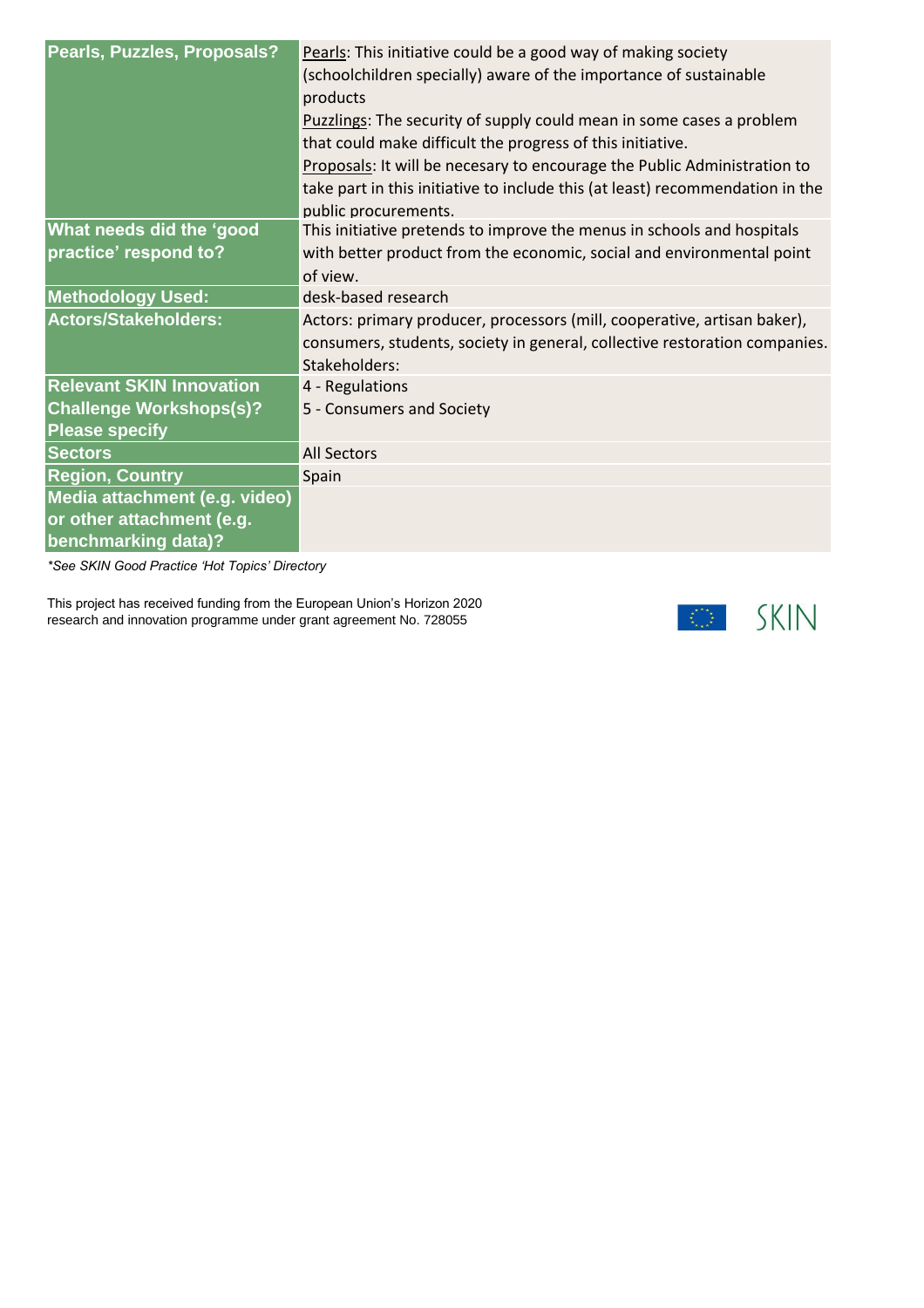| | |
|---|---|
| **Pearls, Puzzles, Proposals?** | Pearls: This initiative could be a good way of making society (schoolchildren specially) aware of the importance of sustainable products<br>Puzzlings: The security of supply could mean in some cases a problem that could make difficult the progress of this initiative.<br>Proposals: It will be necesary to encourage the Public Administration to take part in this initiative to include this (at least) recommendation in the public procurements. |
| **What needs did the 'good practice' respond to?** | This initiative pretends to improve the menus in schools and hospitals with better product from the economic, social and environmental point of view. |
| **Methodology Used:** | desk-based research |
| **Actors/Stakeholders:** | Actors: primary producer, processors (mill, cooperative, artisan baker), consumers, students, society in general, collective restoration companies.<br>Stakeholders: |
| **Relevant SKIN Innovation Challenge Workshops(s)? Please specify** | 4 - Regulations<br>5 - Consumers and Society |
| **Sectors** | All Sectors |
| **Region, Country** | Spain |
| **Media attachment (e.g. video) or other attachment (e.g. benchmarking data)?** | |

*\*See SKIN Good Practice 'Hot Topics' Directory*

This project has received funding from the European Union's Horizon 2020 research and innovation programme under grant agreement No. 728055

SKIN